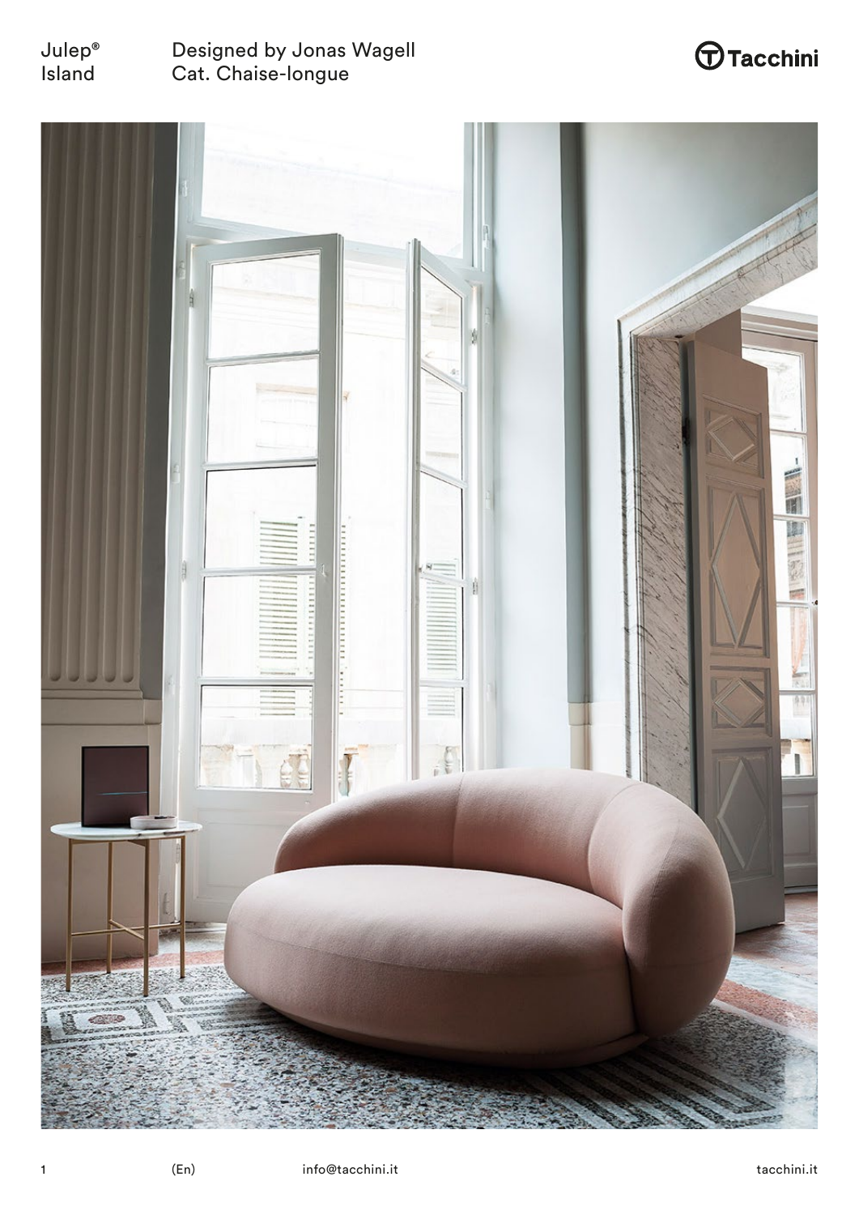Julep®
Island

Designed by Jonas Wagell
Cat. Chaise-longue

Tacchini

(En) info@tacchini.it tacchini.it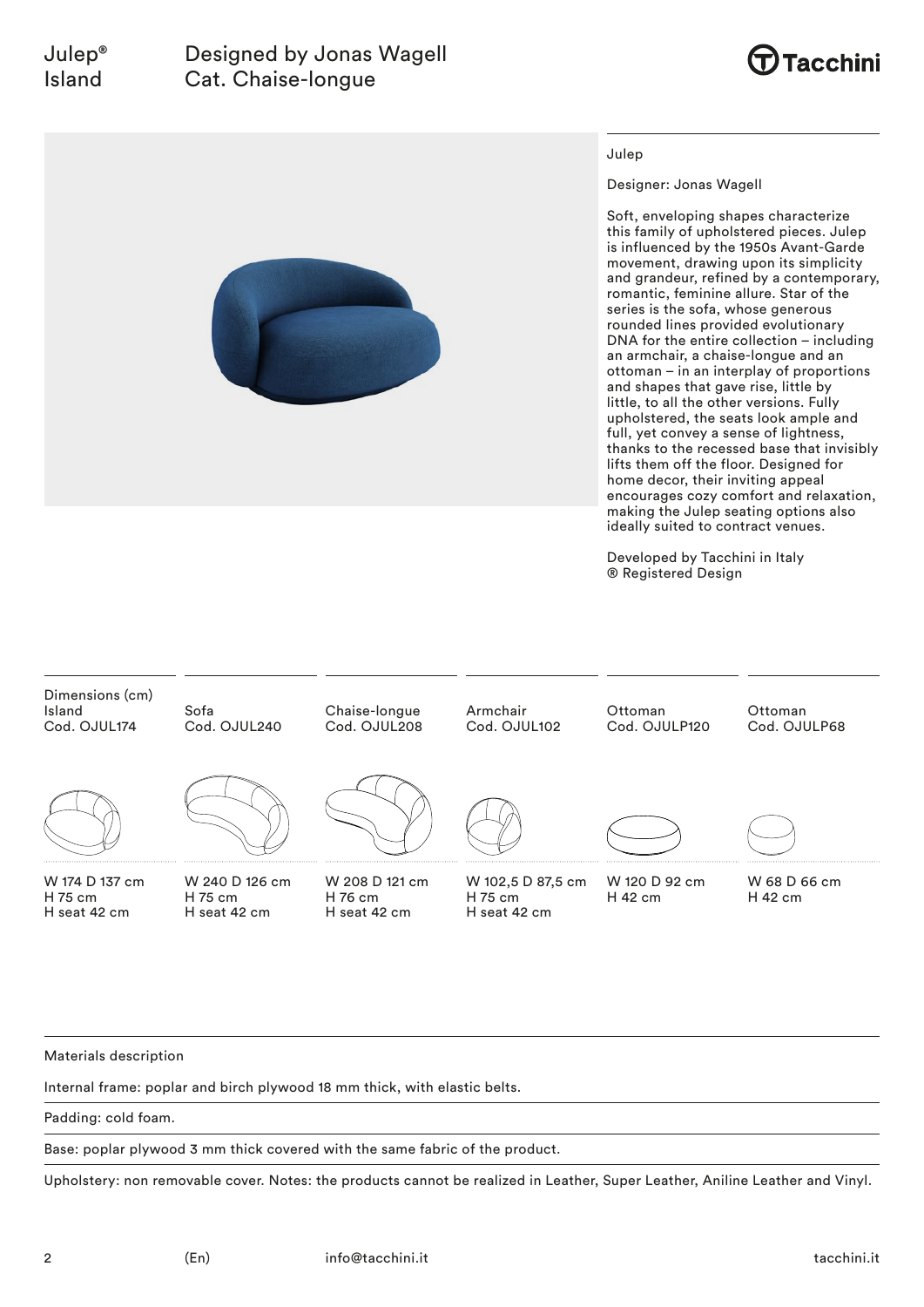# Julep® Island

## Designed by Jonas Wagell
## Cat. Chaise-longue

Tacchini

Julep

Designer: Jonas Wagell

Soft, enveloping shapes characterize this family of upholstered pieces. Julep is influenced by the 1950s Avant-Garde movement, drawing upon its simplicity and grandeur, refined by a contemporary, romantic, feminine allure. Star of the series is the sofa, whose generous rounded lines provided evolutionary DNA for the entire collection – including an armchair, a chaise-longue and an ottoman – in an interplay of proportions and shapes that gave rise, little by little, to all the other versions. Fully upholstered, the seats look ample and full, yet convey a sense of lightness, thanks to the recessed base that invisibly lifts them off the floor. Designed for home decor, their inviting appeal encourages cozy comfort and relaxation, making the Julep seating options also ideally suited to contract venues.

Developed by Tacchini in Italy
® Registered Design

| Dimensions (cm) Island Cod. OJUL174 | Sofa Cod. OJUL240 | Chaise-longue Cod. OJUL208 | Armchair Cod. OJUL102 | Ottoman Cod. OJULP120 | Ottoman Cod. OJULP68 |
|---|---|---|---|---|---|
| W 174 D 137 cm<br>H 75 cm<br>H seat 42 cm | W 240 D 126 cm<br>H 75 cm<br>H seat 42 cm | W 208 D 121 cm<br>H 76 cm<br>H seat 42 cm | W 102,5 D 87,5 cm<br>H 75 cm<br>H seat 42 cm | W 120 D 92 cm<br>H 42 cm | W 68 D 66 cm<br>H 42 cm |

Materials description

Internal frame: poplar and birch plywood 18 mm thick, with elastic belts.

Padding: cold foam.

Base: poplar plywood 3 mm thick covered with the same fabric of the product.

Upholstery: non removable cover. Notes: the products cannot be realized in Leather, Super Leather, Aniline Leather and Vinyl.

(En) info@tacchini.it tacchini.it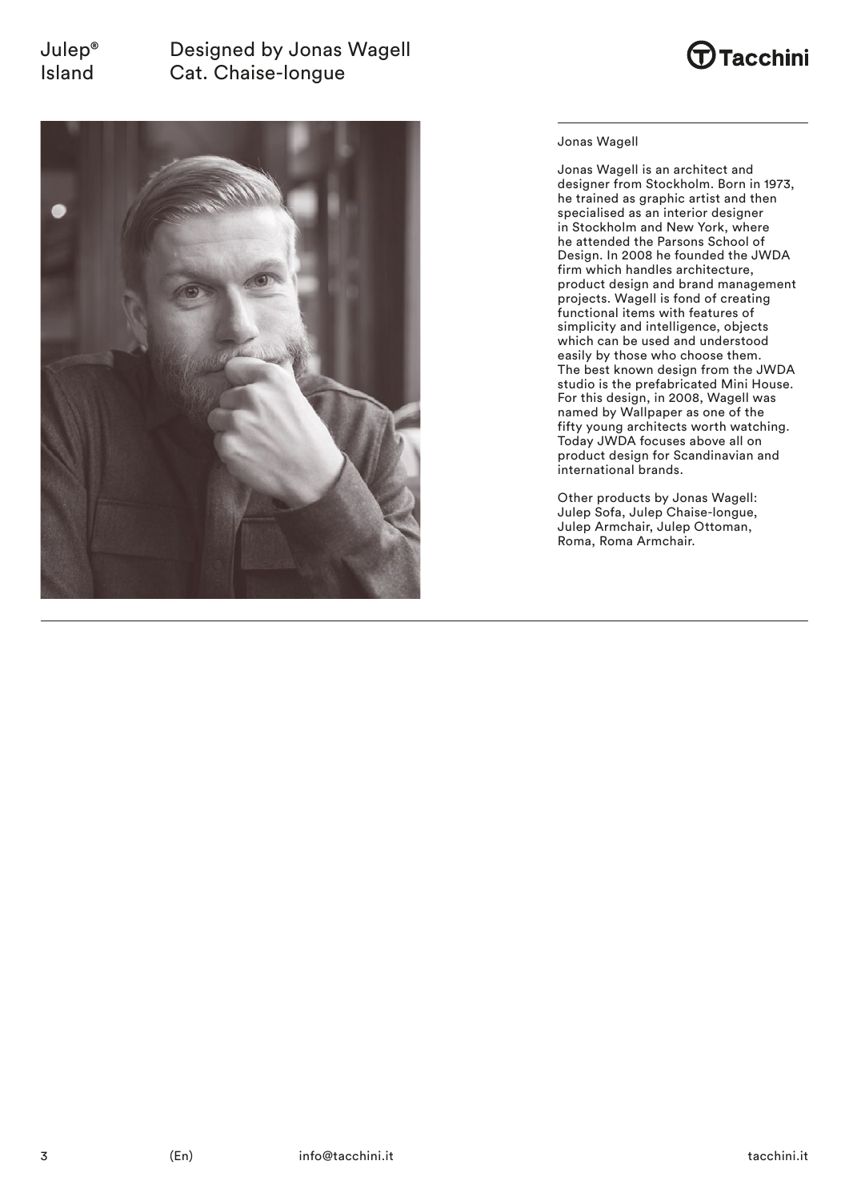## Jonas Wagell

Jonas Wagell is an architect and designer from Stockholm. Born in 1973, he trained as graphic artist and then specialised as an interior designer in Stockholm and New York, where he attended the Parsons School of Design. In 2008 he founded the JWDA firm which handles architecture, product design and brand management projects. Wagell is fond of creating functional items with features of simplicity and intelligence, objects which can be used and understood easily by those who choose them. The best known design from the JWDA studio is the prefabricated Mini House. For this design, in 2008, Wagell was named by Wallpaper as one of the fifty young architects worth watching. Today JWDA focuses above all on product design for Scandinavian and international brands.

Other products by Jonas Wagell:
Julep Sofa, Julep Chaise-longue, Julep Armchair, Julep Ottoman, Roma, Roma Armchair.